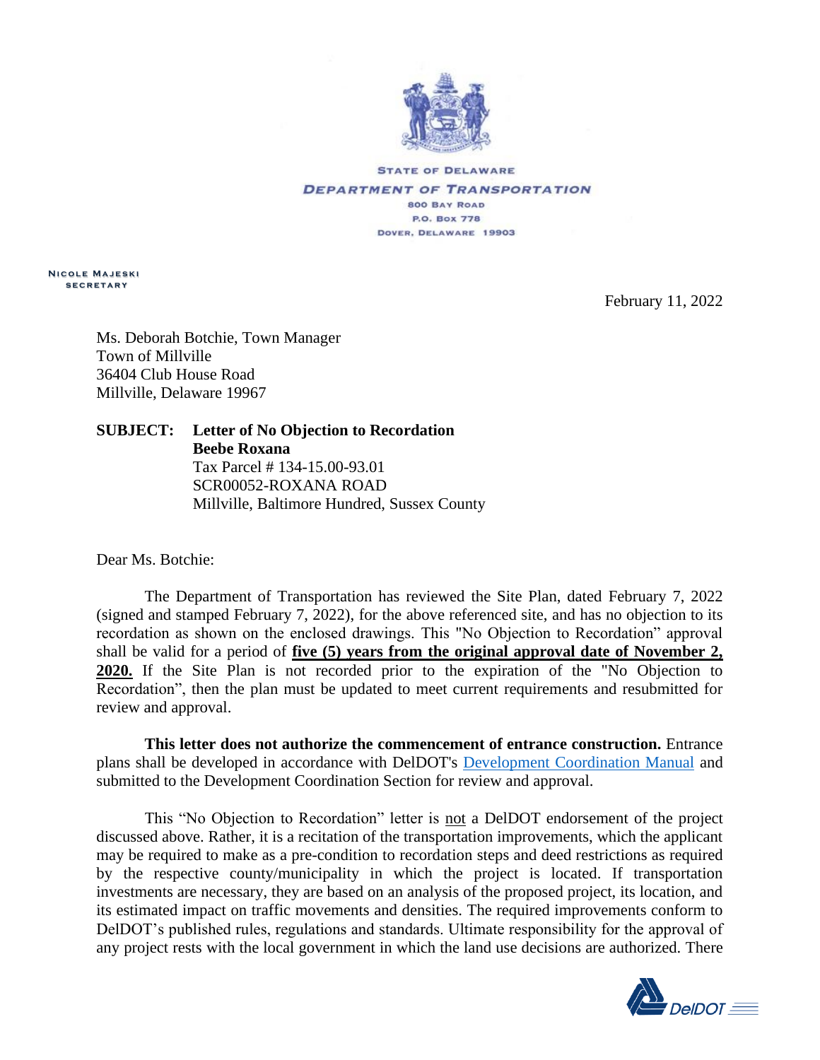STATE OF DELAWARE
DEPARTMENT OF TRANSPORTATION
800 BAY ROAD
P.O. BOX 778
DOVER, DELAWARE 19903

NICOLE MAJESKI
SECRETARY

February 11, 2022

Ms. Deborah Botchie, Town Manager
Town of Millville
36404 Club House Road
Millville, Delaware 19967

**SUBJECT: Letter of No Objection to Recordation**
**Beebe Roxana**
Tax Parcel # 134-15.00-93.01
SCR00052-ROXANA ROAD
Millville, Baltimore Hundred, Sussex County

Dear Ms. Botchie:

The Department of Transportation has reviewed the Site Plan, dated February 7, 2022 (signed and stamped February 7, 2022), for the above referenced site, and has no objection to its recordation as shown on the enclosed drawings. This "No Objection to Recordation" approval shall be valid for a period of **five (5) years from the original approval date of November 2, 2020.** If the Site Plan is not recorded prior to the expiration of the "No Objection to Recordation", then the plan must be updated to meet current requirements and resubmitted for review and approval.

**This letter does not authorize the commencement of entrance construction.** Entrance plans shall be developed in accordance with DelDOT's Development Coordination Manual and submitted to the Development Coordination Section for review and approval.

This "No Objection to Recordation" letter is not a DelDOT endorsement of the project discussed above. Rather, it is a recitation of the transportation improvements, which the applicant may be required to make as a pre-condition to recordation steps and deed restrictions as required by the respective county/municipality in which the project is located. If transportation investments are necessary, they are based on an analysis of the proposed project, its location, and its estimated impact on traffic movements and densities. The required improvements conform to DelDOT's published rules, regulations and standards. Ultimate responsibility for the approval of any project rests with the local government in which the land use decisions are authorized. There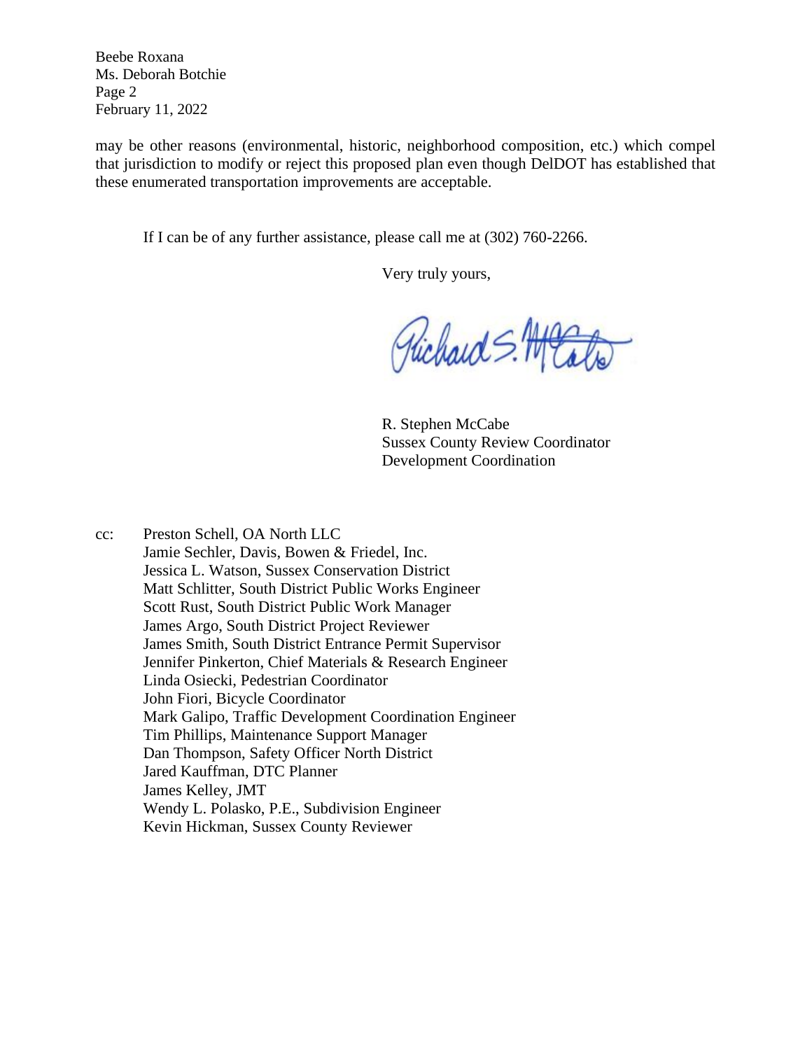may be other reasons (environmental, historic, neighborhood composition, etc.) which compel that jurisdiction to modify or reject this proposed plan even though DelDOT has established that these enumerated transportation improvements are acceptable.

If I can be of any further assistance, please call me at (302) 760-2266.

Very truly yours,

R. Stephen McCabe
Sussex County Review Coordinator
Development Coordination

cc: Preston Schell, OA North LLC
Jamie Sechler, Davis, Bowen & Friedel, Inc.
Jessica L. Watson, Sussex Conservation District
Matt Schlitter, South District Public Works Engineer
Scott Rust, South District Public Work Manager
James Argo, South District Project Reviewer
James Smith, South District Entrance Permit Supervisor
Jennifer Pinkerton, Chief Materials & Research Engineer
Linda Osiecki, Pedestrian Coordinator
John Fiori, Bicycle Coordinator
Mark Galipo, Traffic Development Coordination Engineer
Tim Phillips, Maintenance Support Manager
Dan Thompson, Safety Officer North District
Jared Kauffman, DTC Planner
James Kelley, JMT
Wendy L. Polasko, P.E., Subdivision Engineer
Kevin Hickman, Sussex County Reviewer